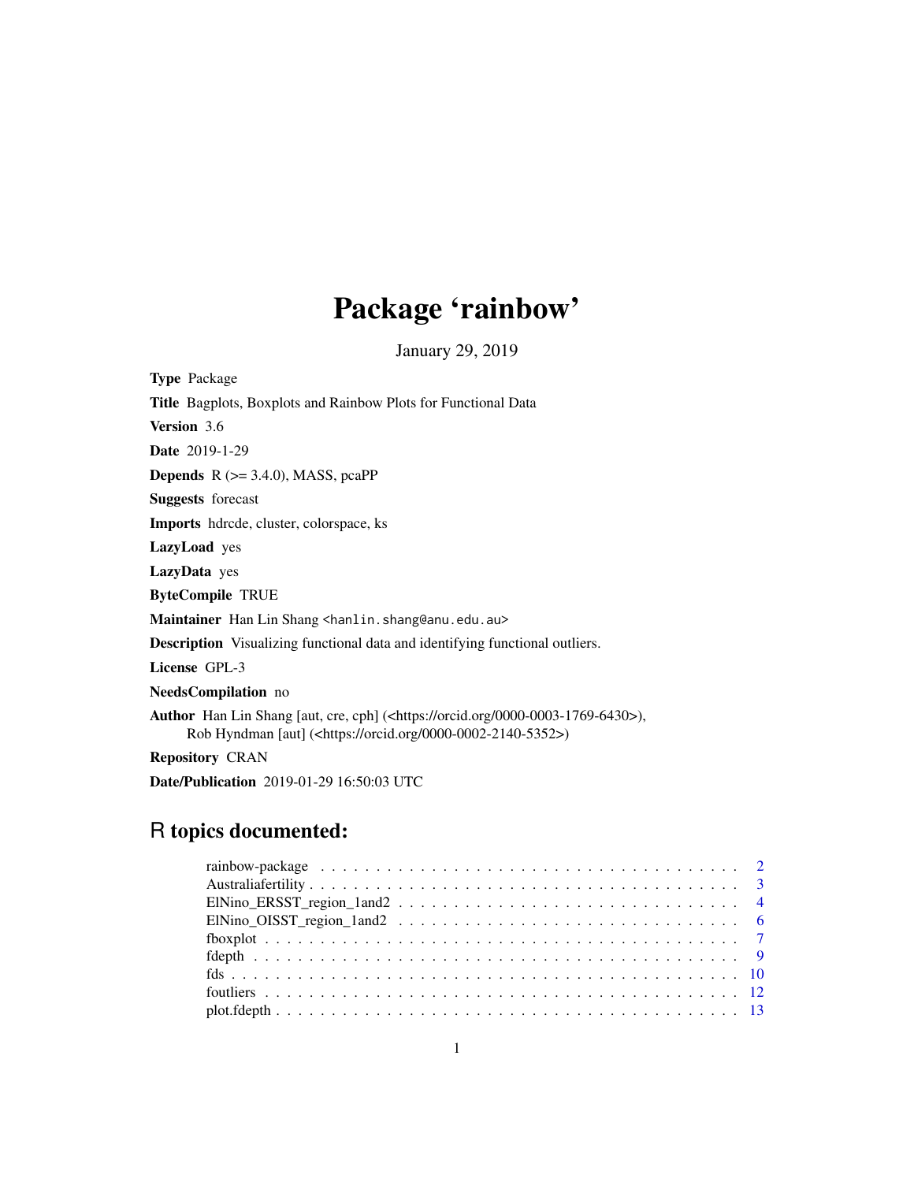# Package 'rainbow'

January 29, 2019

**Type** Package

**Title** Bagplots, Boxplots and Rainbow Plots for Functional Data

**Version** 3.6

**Date** 2019-1-29

**Depends** R (>= 3.4.0), MASS, pcaPP

**Suggests** forecast

**Imports** hdrcde, cluster, colorspace, ks

**LazyLoad** yes

**LazyData** yes

**ByteCompile** TRUE

**Maintainer** Han Lin Shang <hanlin.shang@anu.edu.au>

**Description** Visualizing functional data and identifying functional outliers.

**License** GPL-3

**NeedsCompilation** no

**Author** Han Lin Shang [aut, cre, cph] (<https://orcid.org/0000-0003-1769-6430>), Rob Hyndman [aut] (<https://orcid.org/0000-0002-2140-5352>)

**Repository** CRAN

**Date/Publication** 2019-01-29 16:50:03 UTC

## R topics documented:

rainbow-package . . . . . . . . . . . . . . . . . . . . . . . . . . . . . . . . . . . . . . 2
Australiafertility . . . . . . . . . . . . . . . . . . . . . . . . . . . . . . . . . . . . . . 3
ElNino_ERSST_region_1and2 . . . . . . . . . . . . . . . . . . . . . . . . . . . . . . . . 4
ElNino_OISST_region_1and2 . . . . . . . . . . . . . . . . . . . . . . . . . . . . . . . . 6
fboxplot . . . . . . . . . . . . . . . . . . . . . . . . . . . . . . . . . . . . . . . . . . 7
fdepth . . . . . . . . . . . . . . . . . . . . . . . . . . . . . . . . . . . . . . . . . . . 9
fds . . . . . . . . . . . . . . . . . . . . . . . . . . . . . . . . . . . . . . . . . . . . 10
foutliers . . . . . . . . . . . . . . . . . . . . . . . . . . . . . . . . . . . . . . . . . 12
plot.fdepth . . . . . . . . . . . . . . . . . . . . . . . . . . . . . . . . . . . . . . . . 13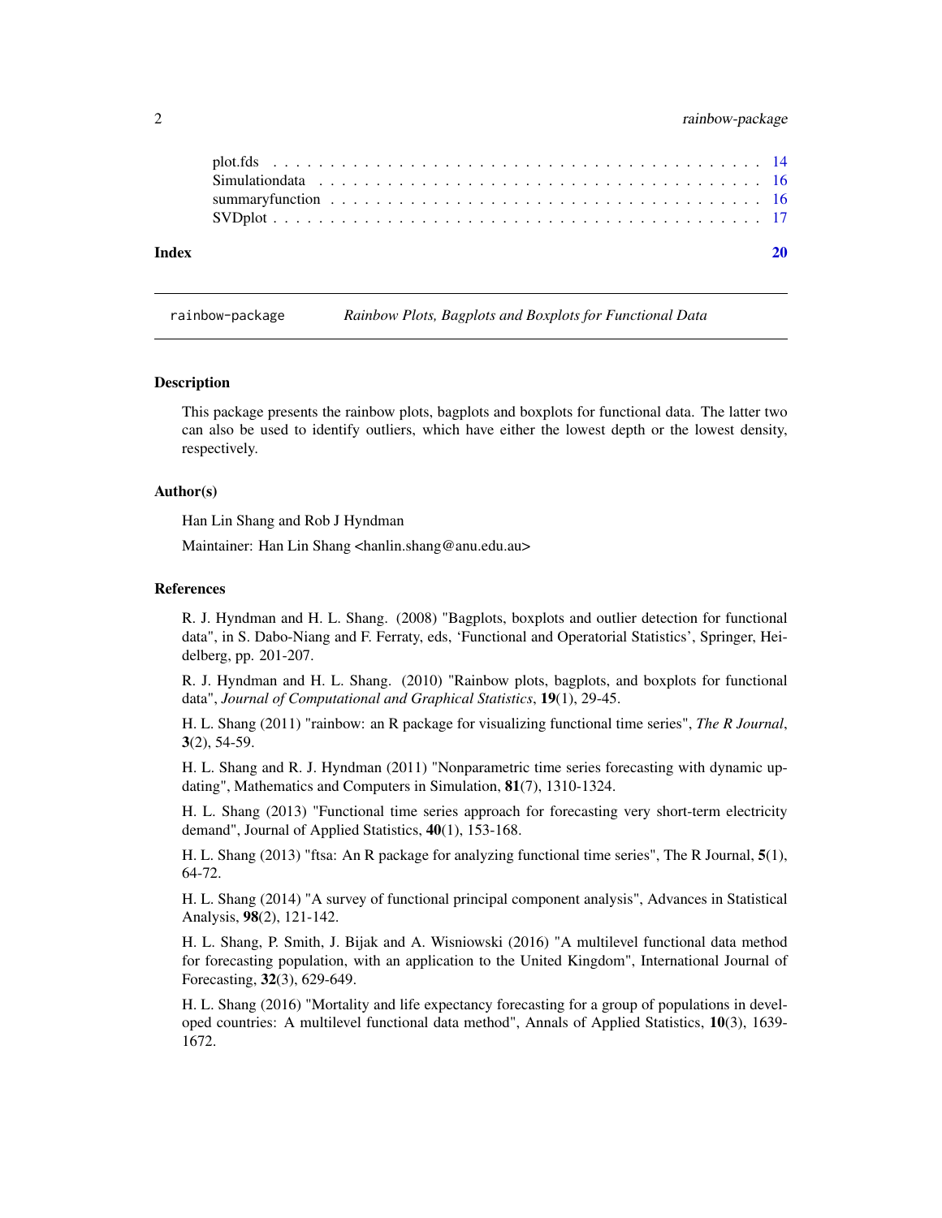| | |
|---|---|
| plot.fds | 14 |
| Simulationdata | 16 |
| summaryfunction | 16 |
| SVDplot | 17 |

**Index** **20**

---

`rainbow-package` *Rainbow Plots, Bagplots and Boxplots for Functional Data*

---

### Description

This package presents the rainbow plots, bagplots and boxplots for functional data. The latter two can also be used to identify outliers, which have either the lowest depth or the lowest density, respectively.

### Author(s)

Han Lin Shang and Rob J Hyndman

Maintainer: Han Lin Shang <hanlin.shang@anu.edu.au>

### References

R. J. Hyndman and H. L. Shang. (2008) "Bagplots, boxplots and outlier detection for functional data", in S. Dabo-Niang and F. Ferraty, eds, 'Functional and Operatorial Statistics', Springer, Heidelberg, pp. 201-207.

R. J. Hyndman and H. L. Shang. (2010) "Rainbow plots, bagplots, and boxplots for functional data", *Journal of Computational and Graphical Statistics*, **19**(1), 29-45.

H. L. Shang (2011) "rainbow: an R package for visualizing functional time series", *The R Journal*, **3**(2), 54-59.

H. L. Shang and R. J. Hyndman (2011) "Nonparametric time series forecasting with dynamic updating", Mathematics and Computers in Simulation, **81**(7), 1310-1324.

H. L. Shang (2013) "Functional time series approach for forecasting very short-term electricity demand", Journal of Applied Statistics, **40**(1), 153-168.

H. L. Shang (2013) "ftsa: An R package for analyzing functional time series", The R Journal, **5**(1), 64-72.

H. L. Shang (2014) "A survey of functional principal component analysis", Advances in Statistical Analysis, **98**(2), 121-142.

H. L. Shang, P. Smith, J. Bijak and A. Wisniowski (2016) "A multilevel functional data method for forecasting population, with an application to the United Kingdom", International Journal of Forecasting, **32**(3), 629-649.

H. L. Shang (2016) "Mortality and life expectancy forecasting for a group of populations in developed countries: A multilevel functional data method", Annals of Applied Statistics, **10**(3), 1639-1672.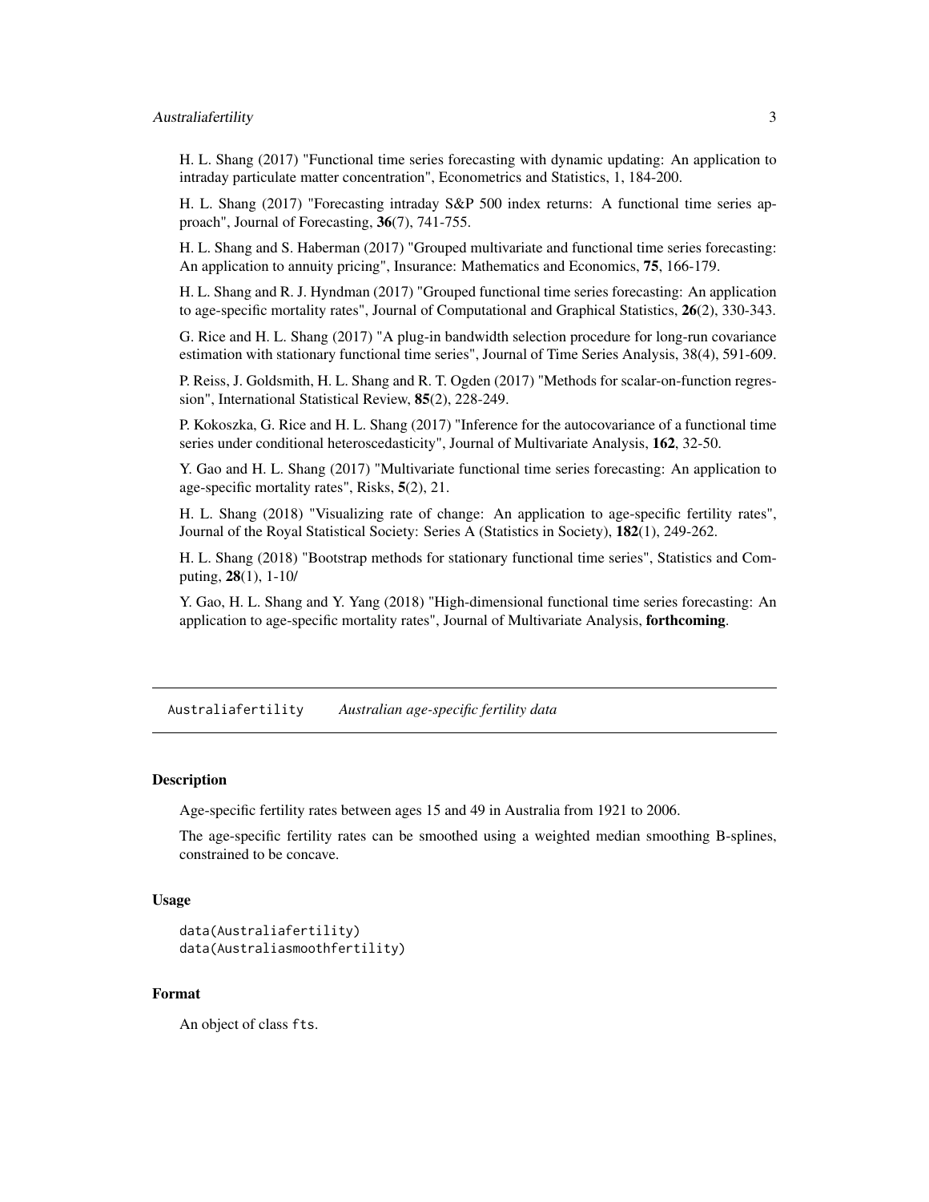H. L. Shang (2017) "Functional time series forecasting with dynamic updating: An application to intraday particulate matter concentration", Econometrics and Statistics, 1, 184-200.

H. L. Shang (2017) "Forecasting intraday S&P 500 index returns: A functional time series approach", Journal of Forecasting, **36**(7), 741-755.

H. L. Shang and S. Haberman (2017) "Grouped multivariate and functional time series forecasting: An application to annuity pricing", Insurance: Mathematics and Economics, **75**, 166-179.

H. L. Shang and R. J. Hyndman (2017) "Grouped functional time series forecasting: An application to age-specific mortality rates", Journal of Computational and Graphical Statistics, **26**(2), 330-343.

G. Rice and H. L. Shang (2017) "A plug-in bandwidth selection procedure for long-run covariance estimation with stationary functional time series", Journal of Time Series Analysis, 38(4), 591-609.

P. Reiss, J. Goldsmith, H. L. Shang and R. T. Ogden (2017) "Methods for scalar-on-function regression", International Statistical Review, **85**(2), 228-249.

P. Kokoszka, G. Rice and H. L. Shang (2017) "Inference for the autocovariance of a functional time series under conditional heteroscedasticity", Journal of Multivariate Analysis, **162**, 32-50.

Y. Gao and H. L. Shang (2017) "Multivariate functional time series forecasting: An application to age-specific mortality rates", Risks, **5**(2), 21.

H. L. Shang (2018) "Visualizing rate of change: An application to age-specific fertility rates", Journal of the Royal Statistical Society: Series A (Statistics in Society), **182**(1), 249-262.

H. L. Shang (2018) "Bootstrap methods for stationary functional time series", Statistics and Computing, **28**(1), 1-10/

Y. Gao, H. L. Shang and Y. Yang (2018) "High-dimensional functional time series forecasting: An application to age-specific mortality rates", Journal of Multivariate Analysis, **forthcoming**.

---

## Australiafertility — *Australian age-specific fertility data*

---

### Description

Age-specific fertility rates between ages 15 and 49 in Australia from 1921 to 2006.

The age-specific fertility rates can be smoothed using a weighted median smoothing B-splines, constrained to be concave.

### Usage

```
data(Australiafertility)
data(Australiasmoothfertility)
```

### Format

An object of class `fts`.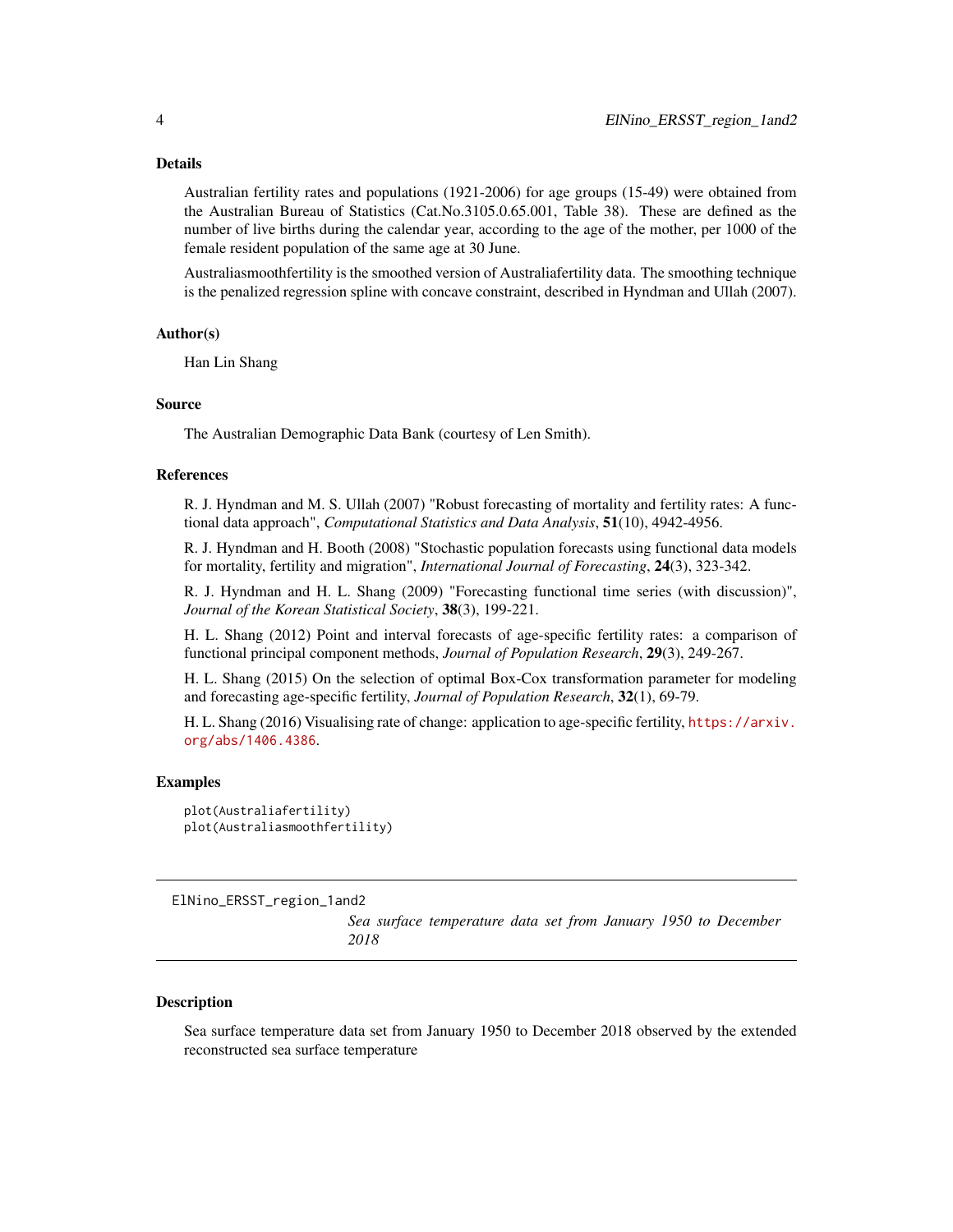### Details

Australian fertility rates and populations (1921-2006) for age groups (15-49) were obtained from the Australian Bureau of Statistics (Cat.No.3105.0.65.001, Table 38). These are defined as the number of live births during the calendar year, according to the age of the mother, per 1000 of the female resident population of the same age at 30 June.

Australiasmoothfertility is the smoothed version of Australiafertility data. The smoothing technique is the penalized regression spline with concave constraint, described in Hyndman and Ullah (2007).

### Author(s)

Han Lin Shang

### Source

The Australian Demographic Data Bank (courtesy of Len Smith).

### References

R. J. Hyndman and M. S. Ullah (2007) "Robust forecasting of mortality and fertility rates: A functional data approach", *Computational Statistics and Data Analysis*, **51**(10), 4942-4956.

R. J. Hyndman and H. Booth (2008) "Stochastic population forecasts using functional data models for mortality, fertility and migration", *International Journal of Forecasting*, **24**(3), 323-342.

R. J. Hyndman and H. L. Shang (2009) "Forecasting functional time series (with discussion)", *Journal of the Korean Statistical Society*, **38**(3), 199-221.

H. L. Shang (2012) Point and interval forecasts of age-specific fertility rates: a comparison of functional principal component methods, *Journal of Population Research*, **29**(3), 249-267.

H. L. Shang (2015) On the selection of optimal Box-Cox transformation parameter for modeling and forecasting age-specific fertility, *Journal of Population Research*, **32**(1), 69-79.

H. L. Shang (2016) Visualising rate of change: application to age-specific fertility, https://arxiv.org/abs/1406.4386.

### Examples

```
plot(Australiafertility)
plot(Australiasmoothfertility)
```

---

## ElNino_ERSST_region_1and2 — *Sea surface temperature data set from January 1950 to December 2018*

---

### Description

Sea surface temperature data set from January 1950 to December 2018 observed by the extended reconstructed sea surface temperature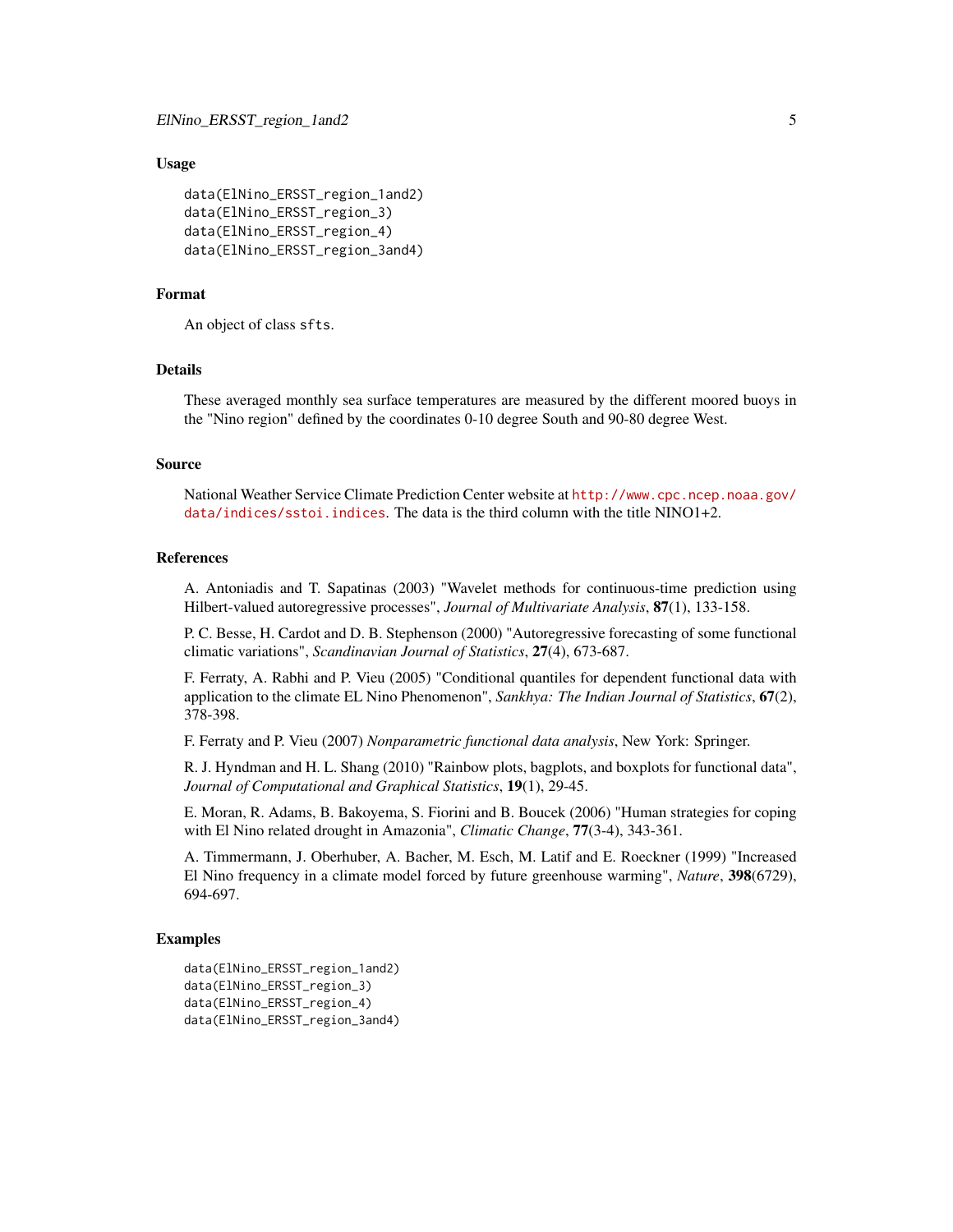### Usage

```
data(ElNino_ERSST_region_1and2)
data(ElNino_ERSST_region_3)
data(ElNino_ERSST_region_4)
data(ElNino_ERSST_region_3and4)
```

### Format

An object of class `sfts`.

### Details

These averaged monthly sea surface temperatures are measured by the different moored buoys in the "Nino region" defined by the coordinates 0-10 degree South and 90-80 degree West.

### Source

National Weather Service Climate Prediction Center website at http://www.cpc.ncep.noaa.gov/data/indices/sstoi.indices. The data is the third column with the title NINO1+2.

### References

A. Antoniadis and T. Sapatinas (2003) "Wavelet methods for continuous-time prediction using Hilbert-valued autoregressive processes", *Journal of Multivariate Analysis*, **87**(1), 133-158.

P. C. Besse, H. Cardot and D. B. Stephenson (2000) "Autoregressive forecasting of some functional climatic variations", *Scandinavian Journal of Statistics*, **27**(4), 673-687.

F. Ferraty, A. Rabhi and P. Vieu (2005) "Conditional quantiles for dependent functional data with application to the climate EL Nino Phenomenon", *Sankhya: The Indian Journal of Statistics*, **67**(2), 378-398.

F. Ferraty and P. Vieu (2007) *Nonparametric functional data analysis*, New York: Springer.

R. J. Hyndman and H. L. Shang (2010) "Rainbow plots, bagplots, and boxplots for functional data", *Journal of Computational and Graphical Statistics*, **19**(1), 29-45.

E. Moran, R. Adams, B. Bakoyema, S. Fiorini and B. Boucek (2006) "Human strategies for coping with El Nino related drought in Amazonia", *Climatic Change*, **77**(3-4), 343-361.

A. Timmermann, J. Oberhuber, A. Bacher, M. Esch, M. Latif and E. Roeckner (1999) "Increased El Nino frequency in a climate model forced by future greenhouse warming", *Nature*, **398**(6729), 694-697.

### Examples

```
data(ElNino_ERSST_region_1and2)
data(ElNino_ERSST_region_3)
data(ElNino_ERSST_region_4)
data(ElNino_ERSST_region_3and4)
```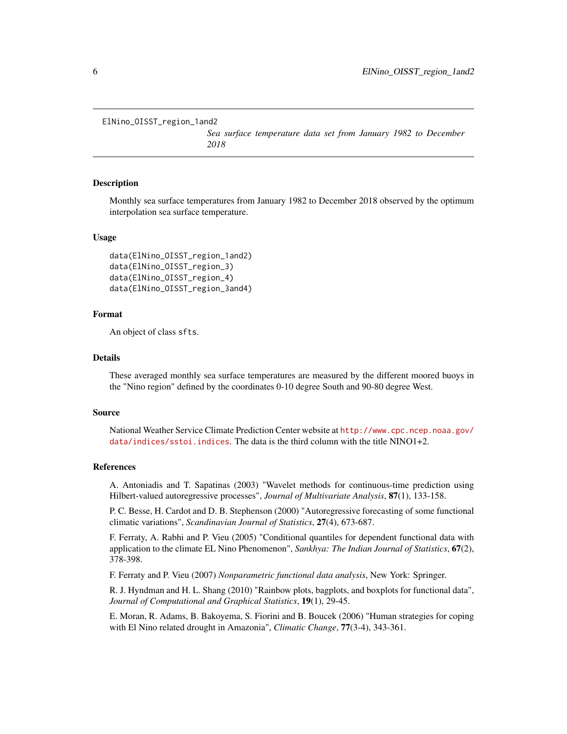ElNino_OISST_region_1and2 *Sea surface temperature data set from January 1982 to December 2018*

## Description

Monthly sea surface temperatures from January 1982 to December 2018 observed by the optimum interpolation sea surface temperature.

## Usage

```
data(ElNino_OISST_region_1and2)
data(ElNino_OISST_region_3)
data(ElNino_OISST_region_4)
data(ElNino_OISST_region_3and4)
```

## Format

An object of class `sfts`.

## Details

These averaged monthly sea surface temperatures are measured by the different moored buoys in the "Nino region" defined by the coordinates 0-10 degree South and 90-80 degree West.

## Source

National Weather Service Climate Prediction Center website at http://www.cpc.ncep.noaa.gov/data/indices/sstoi.indices. The data is the third column with the title NINO1+2.

## References

A. Antoniadis and T. Sapatinas (2003) "Wavelet methods for continuous-time prediction using Hilbert-valued autoregressive processes", *Journal of Multivariate Analysis*, **87**(1), 133-158.

P. C. Besse, H. Cardot and D. B. Stephenson (2000) "Autoregressive forecasting of some functional climatic variations", *Scandinavian Journal of Statistics*, **27**(4), 673-687.

F. Ferraty, A. Rabhi and P. Vieu (2005) "Conditional quantiles for dependent functional data with application to the climate EL Nino Phenomenon", *Sankhya: The Indian Journal of Statistics*, **67**(2), 378-398.

F. Ferraty and P. Vieu (2007) *Nonparametric functional data analysis*, New York: Springer.

R. J. Hyndman and H. L. Shang (2010) "Rainbow plots, bagplots, and boxplots for functional data", *Journal of Computational and Graphical Statistics*, **19**(1), 29-45.

E. Moran, R. Adams, B. Bakoyema, S. Fiorini and B. Boucek (2006) "Human strategies for coping with El Nino related drought in Amazonia", *Climatic Change*, **77**(3-4), 343-361.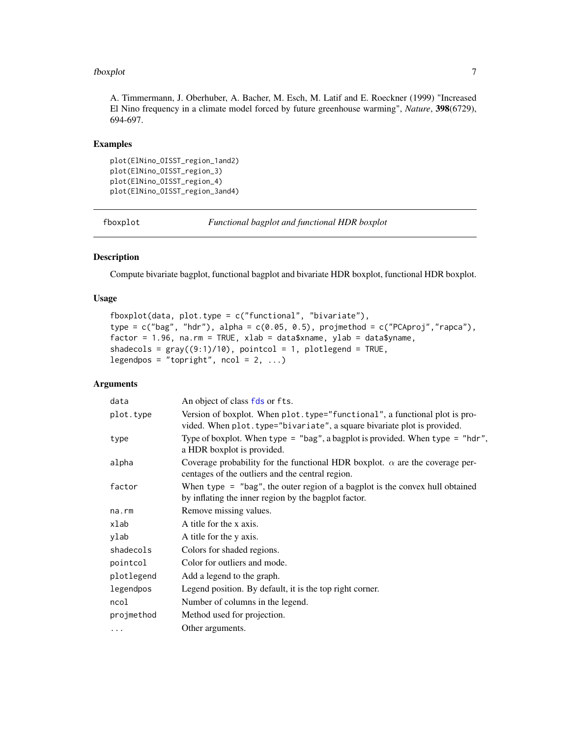A. Timmermann, J. Oberhuber, A. Bacher, M. Esch, M. Latif and E. Roeckner (1999) "Increased El Nino frequency in a climate model forced by future greenhouse warming", *Nature*, **398**(6729), 694-697.

## Examples

```
plot(ElNino_OISST_region_1and2)
plot(ElNino_OISST_region_3)
plot(ElNino_OISST_region_4)
plot(ElNino_OISST_region_3and4)
```

---

# fboxplot — *Functional bagplot and functional HDR boxplot*

## Description

Compute bivariate bagplot, functional bagplot and bivariate HDR boxplot, functional HDR boxplot.

## Usage

```
fboxplot(data, plot.type = c("functional", "bivariate"),
type = c("bag", "hdr"), alpha = c(0.05, 0.5), projmethod = c("PCAproj","rapca"),
factor = 1.96, na.rm = TRUE, xlab = data$xname, ylab = data$yname,
shadecols = gray((9:1)/10), pointcol = 1, plotlegend = TRUE,
legendpos = "topright", ncol = 2, ...)
```

## Arguments

| | |
|---|---|
| `data` | An object of class `fds` or `fts`. |
| `plot.type` | Version of boxplot. When `plot.type="functional"`, a functional plot is provided. When `plot.type="bivariate"`, a square bivariate plot is provided. |
| `type` | Type of boxplot. When `type = "bag"`, a bagplot is provided. When `type = "hdr"`, a HDR boxplot is provided. |
| `alpha` | Coverage probability for the functional HDR boxplot. $\alpha$ are the coverage percentages of the outliers and the central region. |
| `factor` | When `type = "bag"`, the outer region of a bagplot is the convex hull obtained by inflating the inner region by the bagplot factor. |
| `na.rm` | Remove missing values. |
| `xlab` | A title for the x axis. |
| `ylab` | A title for the y axis. |
| `shadecols` | Colors for shaded regions. |
| `pointcol` | Color for outliers and mode. |
| `plotlegend` | Add a legend to the graph. |
| `legendpos` | Legend position. By default, it is the top right corner. |
| `ncol` | Number of columns in the legend. |
| `projmethod` | Method used for projection. |
| `...` | Other arguments. |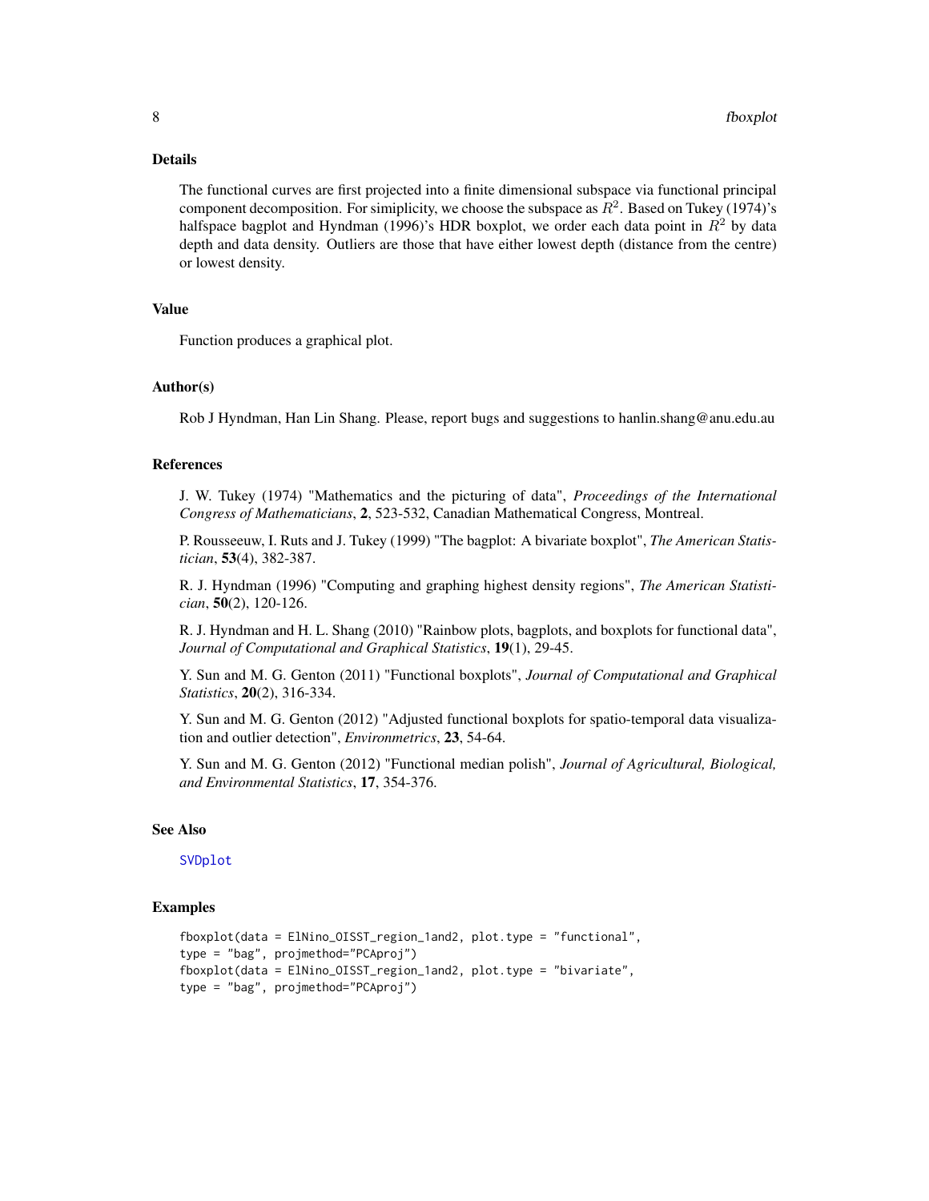## Details

The functional curves are first projected into a finite dimensional subspace via functional principal component decomposition. For simiplicity, we choose the subspace as $R^2$. Based on Tukey (1974)'s halfspace bagplot and Hyndman (1996)'s HDR boxplot, we order each data point in $R^2$ by data depth and data density. Outliers are those that have either lowest depth (distance from the centre) or lowest density.

## Value

Function produces a graphical plot.

## Author(s)

Rob J Hyndman, Han Lin Shang. Please, report bugs and suggestions to hanlin.shang@anu.edu.au

## References

J. W. Tukey (1974) "Mathematics and the picturing of data", *Proceedings of the International Congress of Mathematicians*, **2**, 523-532, Canadian Mathematical Congress, Montreal.

P. Rousseeuw, I. Ruts and J. Tukey (1999) "The bagplot: A bivariate boxplot", *The American Statistician*, **53**(4), 382-387.

R. J. Hyndman (1996) "Computing and graphing highest density regions", *The American Statistician*, **50**(2), 120-126.

R. J. Hyndman and H. L. Shang (2010) "Rainbow plots, bagplots, and boxplots for functional data", *Journal of Computational and Graphical Statistics*, **19**(1), 29-45.

Y. Sun and M. G. Genton (2011) "Functional boxplots", *Journal of Computational and Graphical Statistics*, **20**(2), 316-334.

Y. Sun and M. G. Genton (2012) "Adjusted functional boxplots for spatio-temporal data visualization and outlier detection", *Environmetrics*, **23**, 54-64.

Y. Sun and M. G. Genton (2012) "Functional median polish", *Journal of Agricultural, Biological, and Environmental Statistics*, **17**, 354-376.

## See Also

SVDplot

## Examples

```
fboxplot(data = ElNino_OISST_region_1and2, plot.type = "functional",
type = "bag", projmethod="PCAproj")
fboxplot(data = ElNino_OISST_region_1and2, plot.type = "bivariate",
type = "bag", projmethod="PCAproj")
```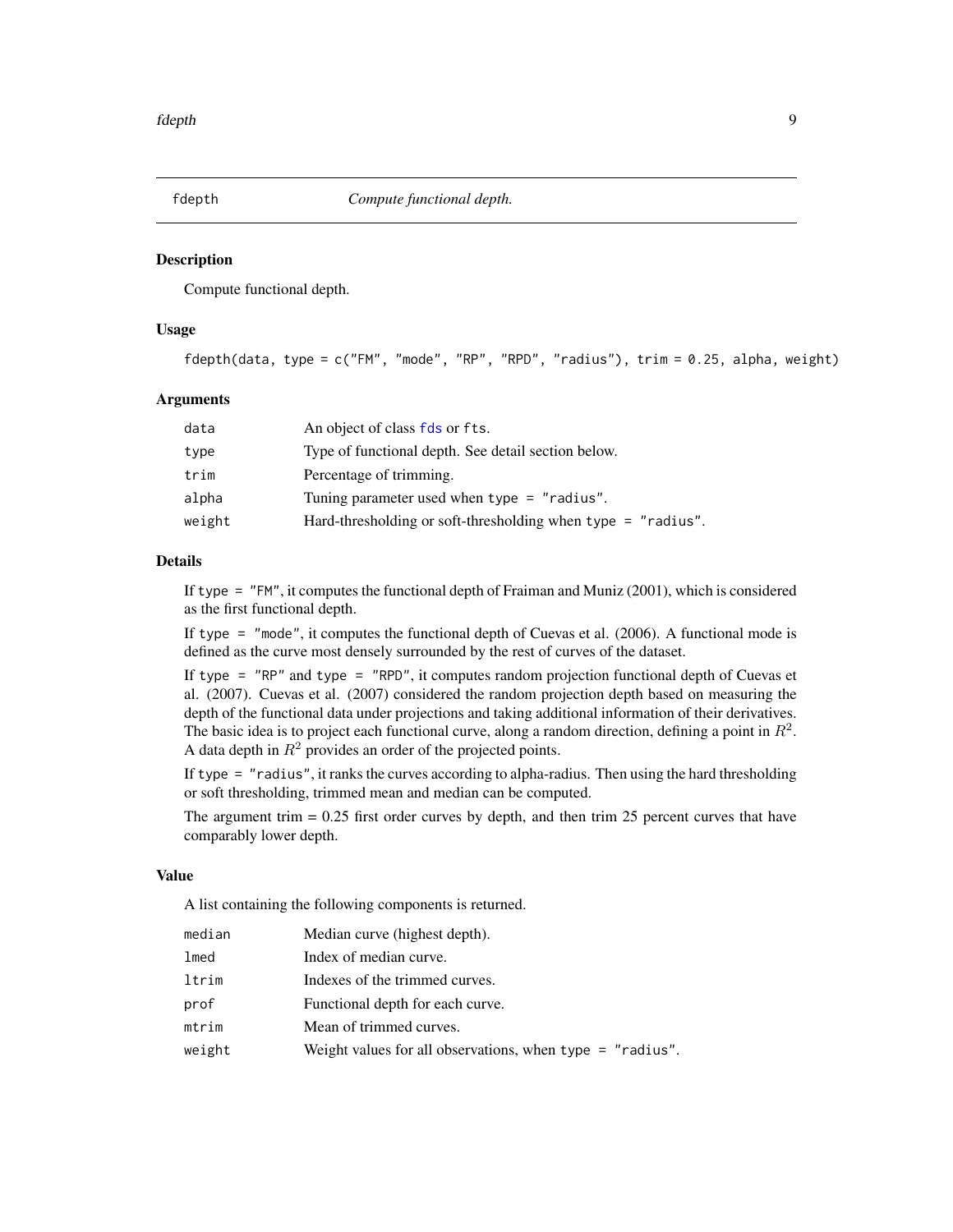fdepth *Compute functional depth.*

## Description

Compute functional depth.

## Usage

```
fdepth(data, type = c("FM", "mode", "RP", "RPD", "radius"), trim = 0.25, alpha, weight)
```

## Arguments

| | |
|---|---|
| data | An object of class fds or fts. |
| type | Type of functional depth. See detail section below. |
| trim | Percentage of trimming. |
| alpha | Tuning parameter used when type = "radius". |
| weight | Hard-thresholding or soft-thresholding when type = "radius". |

## Details

If type = "FM", it computes the functional depth of Fraiman and Muniz (2001), which is considered as the first functional depth.

If type = "mode", it computes the functional depth of Cuevas et al. (2006). A functional mode is defined as the curve most densely surrounded by the rest of curves of the dataset.

If type = "RP" and type = "RPD", it computes random projection functional depth of Cuevas et al. (2007). Cuevas et al. (2007) considered the random projection depth based on measuring the depth of the functional data under projections and taking additional information of their derivatives. The basic idea is to project each functional curve, along a random direction, defining a point in $R^2$. A data depth in $R^2$ provides an order of the projected points.

If type = "radius", it ranks the curves according to alpha-radius. Then using the hard thresholding or soft thresholding, trimmed mean and median can be computed.

The argument trim = 0.25 first order curves by depth, and then trim 25 percent curves that have comparably lower depth.

## Value

A list containing the following components is returned.

| | |
|---|---|
| median | Median curve (highest depth). |
| lmed | Index of median curve. |
| ltrim | Indexes of the trimmed curves. |
| prof | Functional depth for each curve. |
| mtrim | Mean of trimmed curves. |
| weight | Weight values for all observations, when type = "radius". |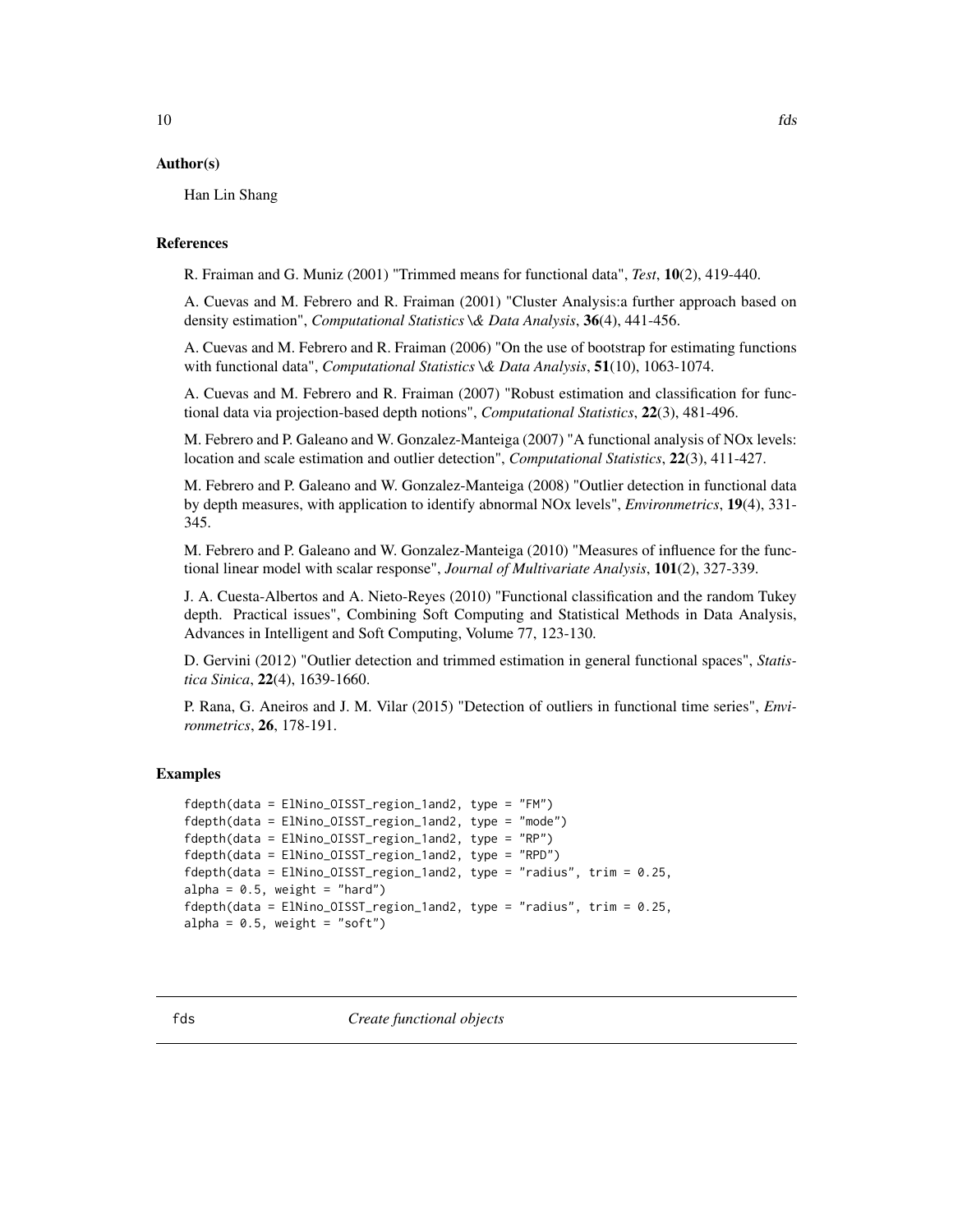### Author(s)

Han Lin Shang

### References

R. Fraiman and G. Muniz (2001) "Trimmed means for functional data", *Test*, **10**(2), 419-440.

A. Cuevas and M. Febrero and R. Fraiman (2001) "Cluster Analysis:a further approach based on density estimation", *Computational Statistics \& Data Analysis*, **36**(4), 441-456.

A. Cuevas and M. Febrero and R. Fraiman (2006) "On the use of bootstrap for estimating functions with functional data", *Computational Statistics \& Data Analysis*, **51**(10), 1063-1074.

A. Cuevas and M. Febrero and R. Fraiman (2007) "Robust estimation and classification for functional data via projection-based depth notions", *Computational Statistics*, **22**(3), 481-496.

M. Febrero and P. Galeano and W. Gonzalez-Manteiga (2007) "A functional analysis of NOx levels: location and scale estimation and outlier detection", *Computational Statistics*, **22**(3), 411-427.

M. Febrero and P. Galeano and W. Gonzalez-Manteiga (2008) "Outlier detection in functional data by depth measures, with application to identify abnormal NOx levels", *Environmetrics*, **19**(4), 331-345.

M. Febrero and P. Galeano and W. Gonzalez-Manteiga (2010) "Measures of influence for the functional linear model with scalar response", *Journal of Multivariate Analysis*, **101**(2), 327-339.

J. A. Cuesta-Albertos and A. Nieto-Reyes (2010) "Functional classification and the random Tukey depth. Practical issues", Combining Soft Computing and Statistical Methods in Data Analysis, Advances in Intelligent and Soft Computing, Volume 77, 123-130.

D. Gervini (2012) "Outlier detection and trimmed estimation in general functional spaces", *Statistica Sinica*, **22**(4), 1639-1660.

P. Rana, G. Aneiros and J. M. Vilar (2015) "Detection of outliers in functional time series", *Environmetrics*, **26**, 178-191.

### Examples

```
fdepth(data = ElNino_OISST_region_1and2, type = "FM")
fdepth(data = ElNino_OISST_region_1and2, type = "mode")
fdepth(data = ElNino_OISST_region_1and2, type = "RP")
fdepth(data = ElNino_OISST_region_1and2, type = "RPD")
fdepth(data = ElNino_OISST_region_1and2, type = "radius", trim = 0.25,
alpha = 0.5, weight = "hard")
fdepth(data = ElNino_OISST_region_1and2, type = "radius", trim = 0.25,
alpha = 0.5, weight = "soft")
```

---

## fds *Create functional objects*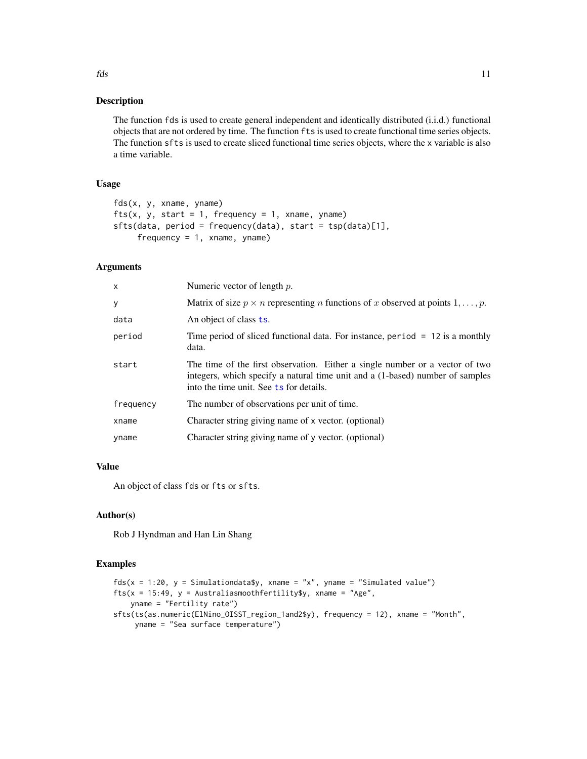## Description

The function `fds` is used to create general independent and identically distributed (i.i.d.) functional objects that are not ordered by time. The function `fts` is used to create functional time series objects. The function `sfts` is used to create sliced functional time series objects, where the `x` variable is also a time variable.

## Usage

```
fds(x, y, xname, yname)
fts(x, y, start = 1, frequency = 1, xname, yname)
sfts(data, period = frequency(data), start = tsp(data)[1],
     frequency = 1, xname, yname)
```

## Arguments

| | |
|---|---|
| `x` | Numeric vector of length $p$. |
| `y` | Matrix of size $p \times n$ representing $n$ functions of $x$ observed at points $1, \dots, p$. |
| `data` | An object of class `ts`. |
| `period` | Time period of sliced functional data. For instance, `period = 12` is a monthly data. |
| `start` | The time of the first observation. Either a single number or a vector of two integers, which specify a natural time unit and a (1-based) number of samples into the time unit. See `ts` for details. |
| `frequency` | The number of observations per unit of time. |
| `xname` | Character string giving name of `x` vector. (optional) |
| `yname` | Character string giving name of `y` vector. (optional) |

## Value

An object of class `fds` or `fts` or `sfts`.

## Author(s)

Rob J Hyndman and Han Lin Shang

## Examples

```
fds(x = 1:20, y = Simulationdata$y, xname = "x", yname = "Simulated value")
fts(x = 15:49, y = Australiasmoothfertility$y, xname = "Age",
    yname = "Fertility rate")
sfts(ts(as.numeric(ElNino_OISST_region_1and2$y), frequency = 12), xname = "Month",
     yname = "Sea surface temperature")
```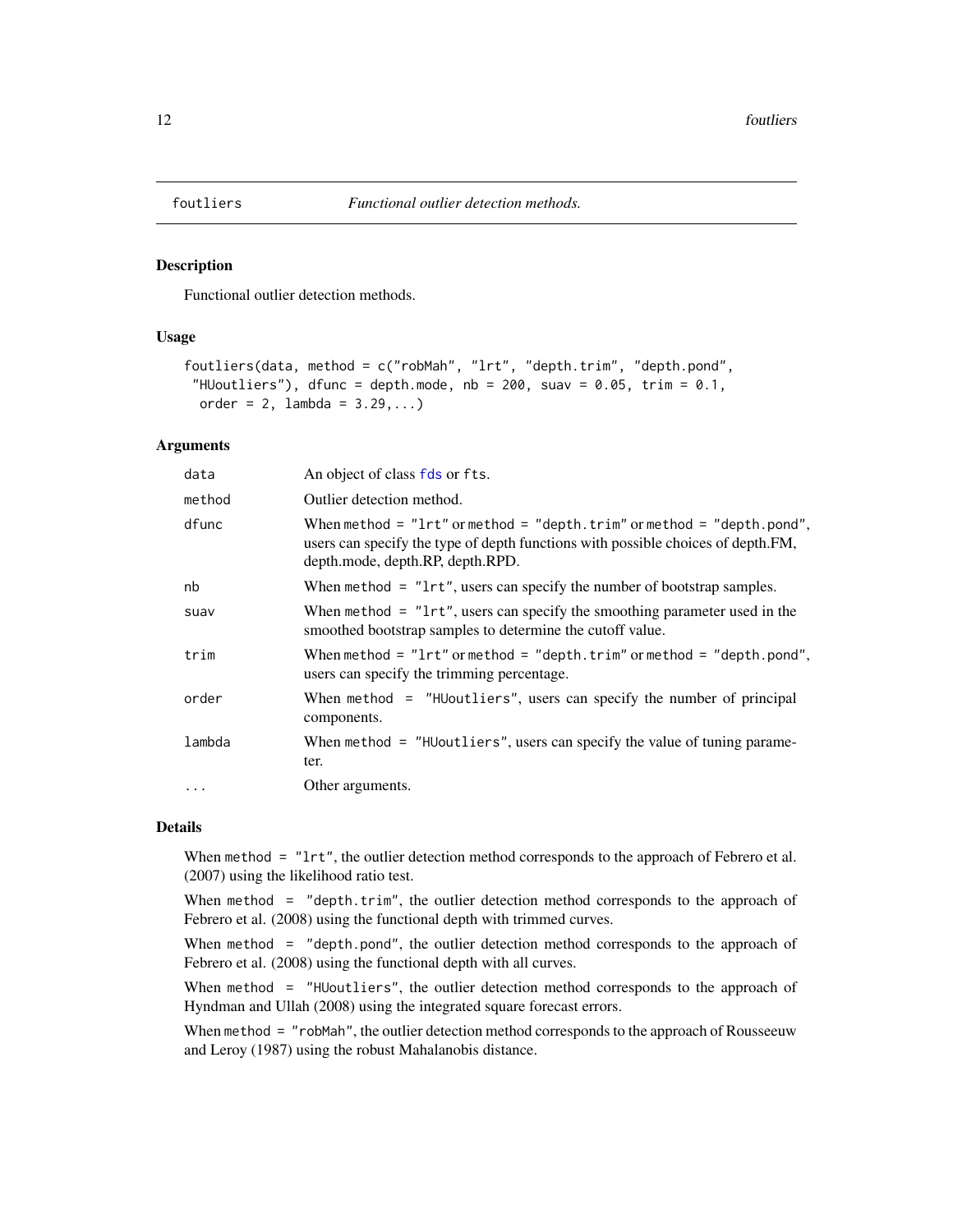## foutliers — *Functional outlier detection methods.*

### Description

Functional outlier detection methods.

### Usage

```
foutliers(data, method = c("robMah", "lrt", "depth.trim", "depth.pond",
 "HUoutliers"), dfunc = depth.mode, nb = 200, suav = 0.05, trim = 0.1,
  order = 2, lambda = 3.29,...)
```

### Arguments

| | |
|---|---|
| `data` | An object of class `fds` or `fts`. |
| `method` | Outlier detection method. |
| `dfunc` | When `method = "lrt"` or `method = "depth.trim"` or `method = "depth.pond"`, users can specify the type of depth functions with possible choices of depth.FM, depth.mode, depth.RP, depth.RPD. |
| `nb` | When `method = "lrt"`, users can specify the number of bootstrap samples. |
| `suav` | When `method = "lrt"`, users can specify the smoothing parameter used in the smoothed bootstrap samples to determine the cutoff value. |
| `trim` | When `method = "lrt"` or `method = "depth.trim"` or `method = "depth.pond"`, users can specify the trimming percentage. |
| `order` | When `method = "HUoutliers"`, users can specify the number of principal components. |
| `lambda` | When `method = "HUoutliers"`, users can specify the value of tuning parameter. |
| `...` | Other arguments. |

### Details

When `method = "lrt"`, the outlier detection method corresponds to the approach of Febrero et al. (2007) using the likelihood ratio test.

When `method = "depth.trim"`, the outlier detection method corresponds to the approach of Febrero et al. (2008) using the functional depth with trimmed curves.

When `method = "depth.pond"`, the outlier detection method corresponds to the approach of Febrero et al. (2008) using the functional depth with all curves.

When `method = "HUoutliers"`, the outlier detection method corresponds to the approach of Hyndman and Ullah (2008) using the integrated square forecast errors.

When `method = "robMah"`, the outlier detection method corresponds to the approach of Rousseeuw and Leroy (1987) using the robust Mahalanobis distance.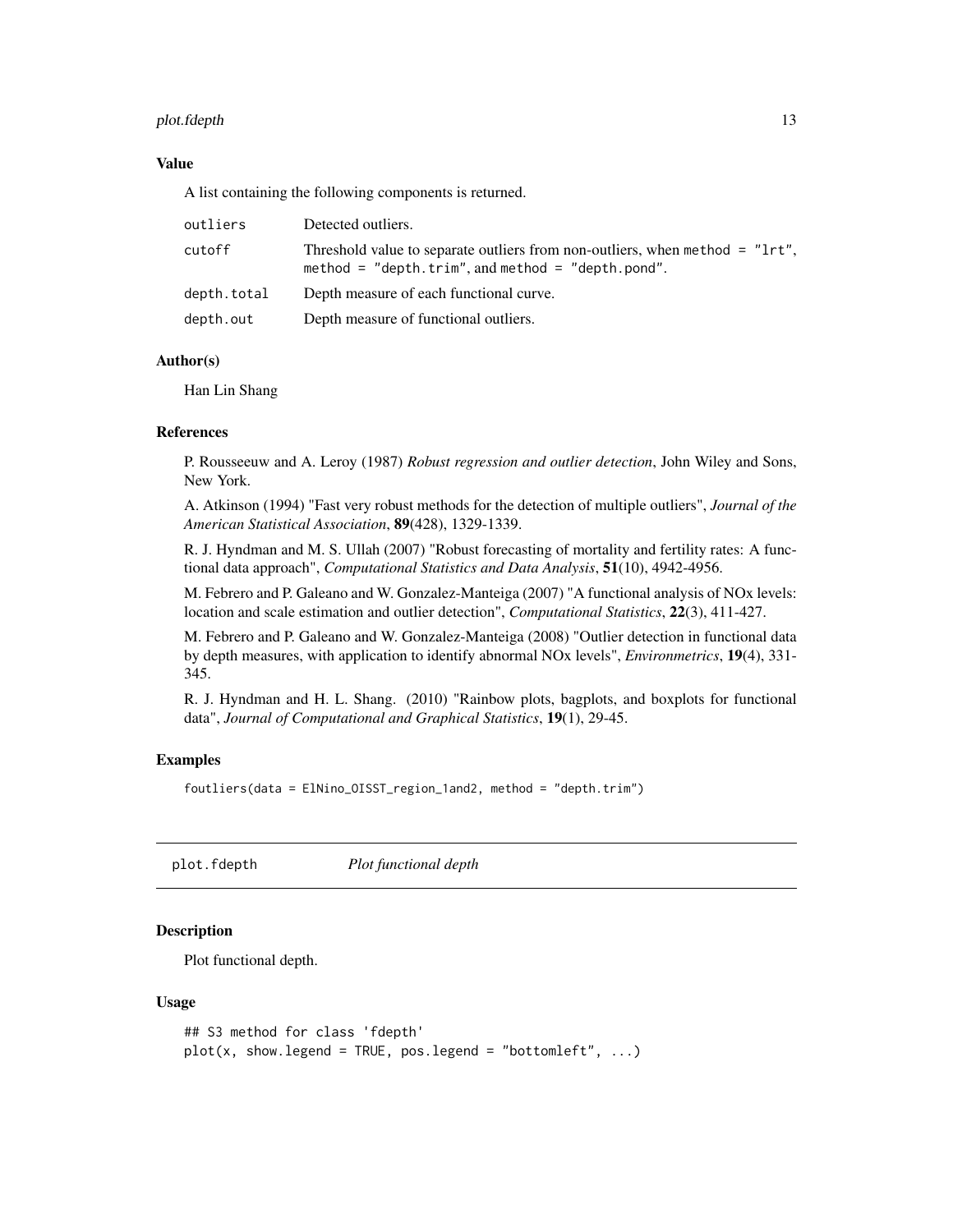### Value

A list containing the following components is returned.

| | |
|---|---|
| `outliers` | Detected outliers. |
| `cutoff` | Threshold value to separate outliers from non-outliers, when `method = "lrt"`, `method = "depth.trim"`, and `method = "depth.pond"`. |
| `depth.total` | Depth measure of each functional curve. |
| `depth.out` | Depth measure of functional outliers. |

### Author(s)

Han Lin Shang

### References

P. Rousseeuw and A. Leroy (1987) *Robust regression and outlier detection*, John Wiley and Sons, New York.

A. Atkinson (1994) "Fast very robust methods for the detection of multiple outliers", *Journal of the American Statistical Association*, **89**(428), 1329-1339.

R. J. Hyndman and M. S. Ullah (2007) "Robust forecasting of mortality and fertility rates: A functional data approach", *Computational Statistics and Data Analysis*, **51**(10), 4942-4956.

M. Febrero and P. Galeano and W. Gonzalez-Manteiga (2007) "A functional analysis of NOx levels: location and scale estimation and outlier detection", *Computational Statistics*, **22**(3), 411-427.

M. Febrero and P. Galeano and W. Gonzalez-Manteiga (2008) "Outlier detection in functional data by depth measures, with application to identify abnormal NOx levels", *Environmetrics*, **19**(4), 331-345.

R. J. Hyndman and H. L. Shang. (2010) "Rainbow plots, bagplots, and boxplots for functional data", *Journal of Computational and Graphical Statistics*, **19**(1), 29-45.

### Examples

```
foutliers(data = ElNino_OISST_region_1and2, method = "depth.trim")
```

---

## plot.fdepth — *Plot functional depth*

---

### Description

Plot functional depth.

### Usage

```
## S3 method for class 'fdepth'
plot(x, show.legend = TRUE, pos.legend = "bottomleft", ...)
```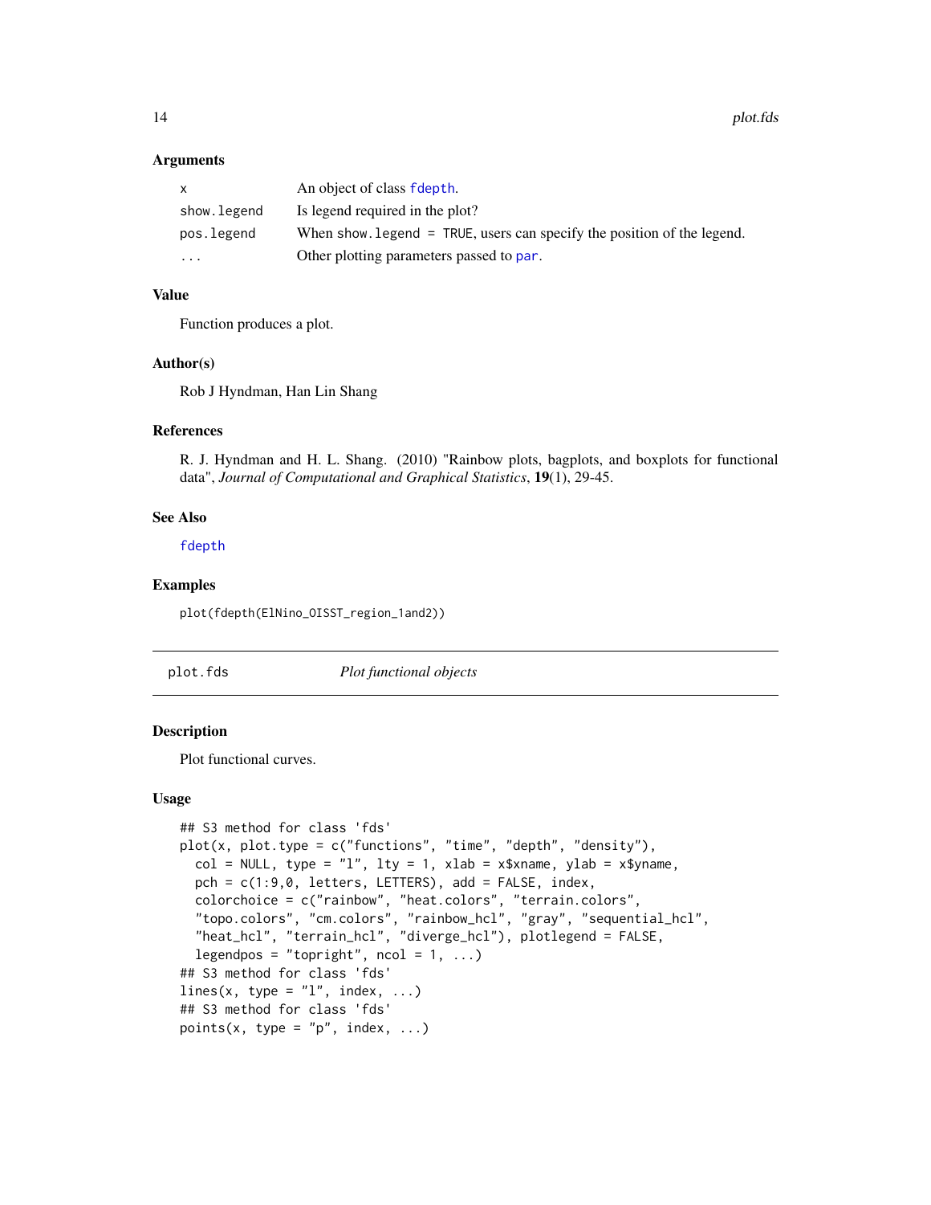### Arguments

| | |
|---|---|
| `x` | An object of class `fdepth`. |
| `show.legend` | Is legend required in the plot? |
| `pos.legend` | When `show.legend = TRUE`, users can specify the position of the legend. |
| `...` | Other plotting parameters passed to `par`. |

### Value

Function produces a plot.

### Author(s)

Rob J Hyndman, Han Lin Shang

### References

R. J. Hyndman and H. L. Shang. (2010) "Rainbow plots, bagplots, and boxplots for functional data", *Journal of Computational and Graphical Statistics*, **19**(1), 29-45.

### See Also

`fdepth`

### Examples

```
plot(fdepth(ElNino_OISST_region_1and2))
```

---

## plot.fds — *Plot functional objects*

---

### Description

Plot functional curves.

### Usage

```
## S3 method for class 'fds'
plot(x, plot.type = c("functions", "time", "depth", "density"),
  col = NULL, type = "l", lty = 1, xlab = x$xname, ylab = x$yname,
  pch = c(1:9,0, letters, LETTERS), add = FALSE, index,
  colorchoice = c("rainbow", "heat.colors", "terrain.colors",
  "topo.colors", "cm.colors", "rainbow_hcl", "gray", "sequential_hcl",
  "heat_hcl", "terrain_hcl", "diverge_hcl"), plotlegend = FALSE,
  legendpos = "topright", ncol = 1, ...)
## S3 method for class 'fds'
lines(x, type = "l", index, ...)
## S3 method for class 'fds'
points(x, type = "p", index, ...)
```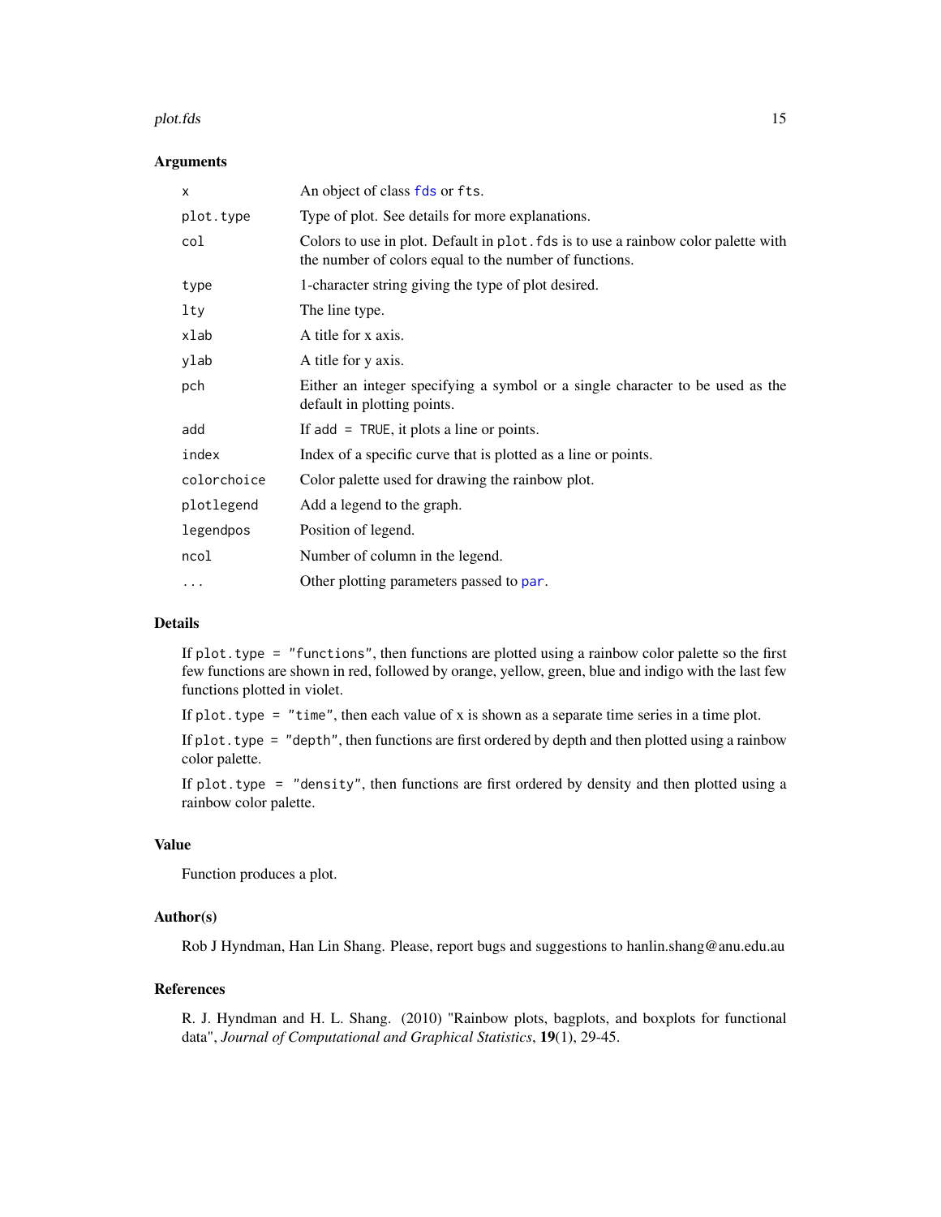### Arguments

| | |
|---|---|
| `x` | An object of class `fds` or `fts`. |
| `plot.type` | Type of plot. See details for more explanations. |
| `col` | Colors to use in plot. Default in `plot.fds` is to use a rainbow color palette with the number of colors equal to the number of functions. |
| `type` | 1-character string giving the type of plot desired. |
| `lty` | The line type. |
| `xlab` | A title for x axis. |
| `ylab` | A title for y axis. |
| `pch` | Either an integer specifying a symbol or a single character to be used as the default in plotting points. |
| `add` | If `add = TRUE`, it plots a line or points. |
| `index` | Index of a specific curve that is plotted as a line or points. |
| `colorchoice` | Color palette used for drawing the rainbow plot. |
| `plotlegend` | Add a legend to the graph. |
| `legendpos` | Position of legend. |
| `ncol` | Number of column in the legend. |
| `...` | Other plotting parameters passed to `par`. |

### Details

If `plot.type = "functions"`, then functions are plotted using a rainbow color palette so the first few functions are shown in red, followed by orange, yellow, green, blue and indigo with the last few functions plotted in violet.

If `plot.type = "time"`, then each value of x is shown as a separate time series in a time plot.

If `plot.type = "depth"`, then functions are first ordered by depth and then plotted using a rainbow color palette.

If `plot.type = "density"`, then functions are first ordered by density and then plotted using a rainbow color palette.

### Value

Function produces a plot.

### Author(s)

Rob J Hyndman, Han Lin Shang. Please, report bugs and suggestions to hanlin.shang@anu.edu.au

### References

R. J. Hyndman and H. L. Shang. (2010) "Rainbow plots, bagplots, and boxplots for functional data", *Journal of Computational and Graphical Statistics*, **19**(1), 29-45.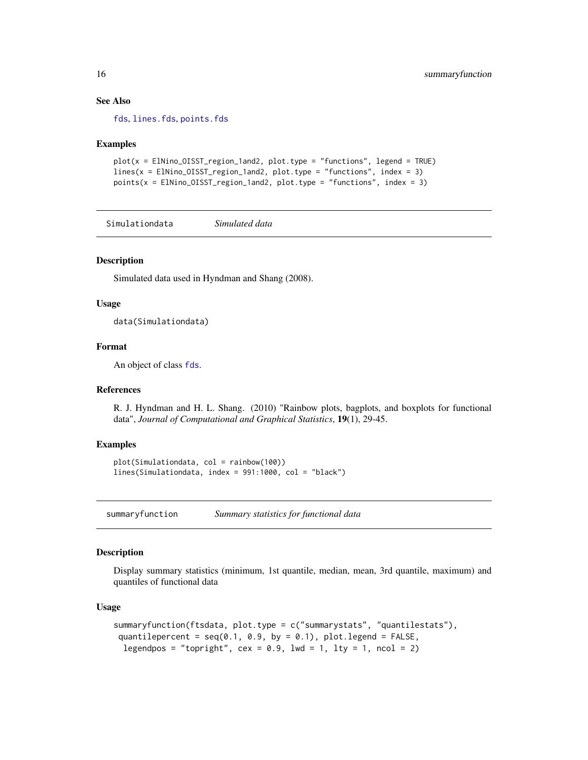### See Also

fds, lines.fds, points.fds

### Examples

```
plot(x = ElNino_OISST_region_1and2, plot.type = "functions", legend = TRUE)
lines(x = ElNino_OISST_region_1and2, plot.type = "functions", index = 3)
points(x = ElNino_OISST_region_1and2, plot.type = "functions", index = 3)
```

---

## Simulationdata &nbsp;&nbsp;&nbsp; *Simulated data*

### Description

Simulated data used in Hyndman and Shang (2008).

### Usage

```
data(Simulationdata)
```

### Format

An object of class fds.

### References

R. J. Hyndman and H. L. Shang. (2010) "Rainbow plots, bagplots, and boxplots for functional data", *Journal of Computational and Graphical Statistics*, **19**(1), 29-45.

### Examples

```
plot(Simulationdata, col = rainbow(100))
lines(Simulationdata, index = 991:1000, col = "black")
```

---

## summaryfunction &nbsp;&nbsp;&nbsp; *Summary statistics for functional data*

### Description

Display summary statistics (minimum, 1st quantile, median, mean, 3rd quantile, maximum) and quantiles of functional data

### Usage

```
summaryfunction(ftsdata, plot.type = c("summarystats", "quantilestats"),
 quantilepercent = seq(0.1, 0.9, by = 0.1), plot.legend = FALSE,
  legendpos = "topright", cex = 0.9, lwd = 1, lty = 1, ncol = 2)
```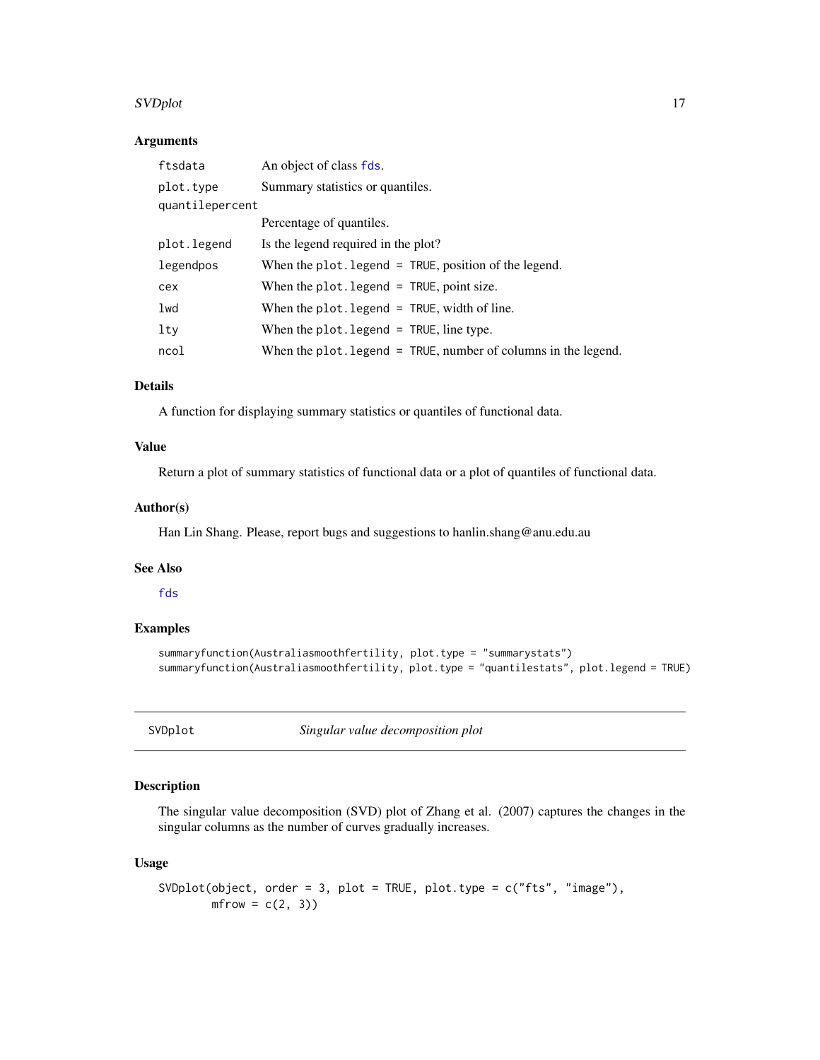### Arguments

| | |
|---|---|
| ftsdata | An object of class fds. |
| plot.type | Summary statistics or quantiles. |
| quantilepercent | Percentage of quantiles. |
| plot.legend | Is the legend required in the plot? |
| legendpos | When the plot.legend = TRUE, position of the legend. |
| cex | When the plot.legend = TRUE, point size. |
| lwd | When the plot.legend = TRUE, width of line. |
| lty | When the plot.legend = TRUE, line type. |
| ncol | When the plot.legend = TRUE, number of columns in the legend. |

### Details

A function for displaying summary statistics or quantiles of functional data.

### Value

Return a plot of summary statistics of functional data or a plot of quantiles of functional data.

### Author(s)

Han Lin Shang. Please, report bugs and suggestions to hanlin.shang@anu.edu.au

### See Also

fds

### Examples

```
summaryfunction(Australiasmoothfertility, plot.type = "summarystats")
summaryfunction(Australiasmoothfertility, plot.type = "quantilestats", plot.legend = TRUE)
```

---

## SVDplot — *Singular value decomposition plot*

---

### Description

The singular value decomposition (SVD) plot of Zhang et al. (2007) captures the changes in the singular columns as the number of curves gradually increases.

### Usage

```
SVDplot(object, order = 3, plot = TRUE, plot.type = c("fts", "image"),
        mfrow = c(2, 3))
```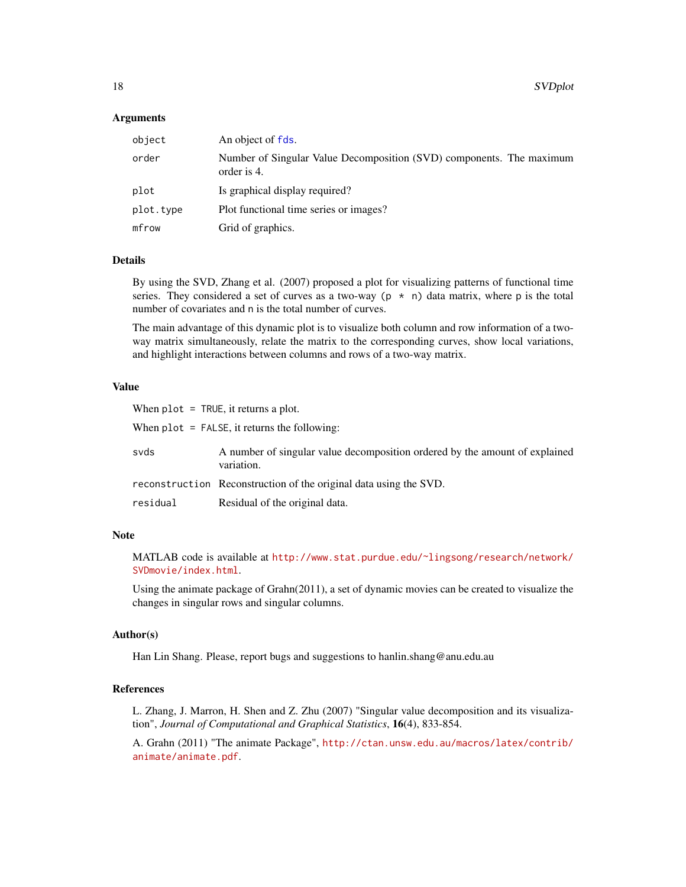### Arguments

| | |
|---|---|
| `object` | An object of `fds`. |
| `order` | Number of Singular Value Decomposition (SVD) components. The maximum order is 4. |
| `plot` | Is graphical display required? |
| `plot.type` | Plot functional time series or images? |
| `mfrow` | Grid of graphics. |

### Details

By using the SVD, Zhang et al. (2007) proposed a plot for visualizing patterns of functional time series. They considered a set of curves as a two-way (`p * n`) data matrix, where `p` is the total number of covariates and `n` is the total number of curves.

The main advantage of this dynamic plot is to visualize both column and row information of a two-way matrix simultaneously, relate the matrix to the corresponding curves, show local variations, and highlight interactions between columns and rows of a two-way matrix.

### Value

When `plot = TRUE`, it returns a plot.

When `plot = FALSE`, it returns the following:

| | |
|---|---|
| `svds` | A number of singular value decomposition ordered by the amount of explained variation. |
| `reconstruction` | Reconstruction of the original data using the SVD. |
| `residual` | Residual of the original data. |

### Note

MATLAB code is available at http://www.stat.purdue.edu/~lingsong/research/network/SVDmovie/index.html.

Using the animate package of Grahn(2011), a set of dynamic movies can be created to visualize the changes in singular rows and singular columns.

### Author(s)

Han Lin Shang. Please, report bugs and suggestions to hanlin.shang@anu.edu.au

### References

L. Zhang, J. Marron, H. Shen and Z. Zhu (2007) "Singular value decomposition and its visualization", *Journal of Computational and Graphical Statistics*, **16**(4), 833-854.

A. Grahn (2011) "The animate Package", http://ctan.unsw.edu.au/macros/latex/contrib/animate/animate.pdf.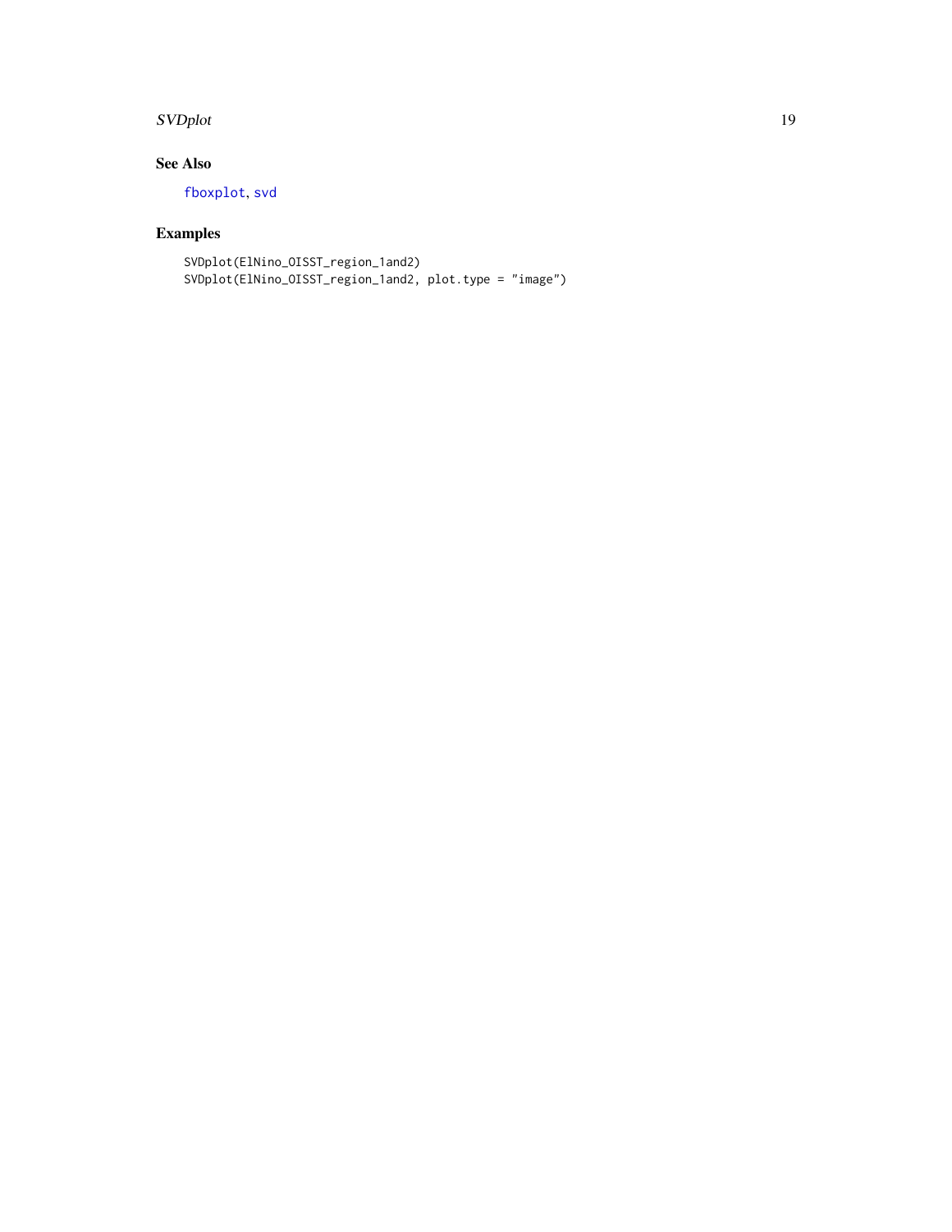## See Also

fboxplot, svd

## Examples

```
SVDplot(ElNino_OISST_region_1and2)
SVDplot(ElNino_OISST_region_1and2, plot.type = "image")
```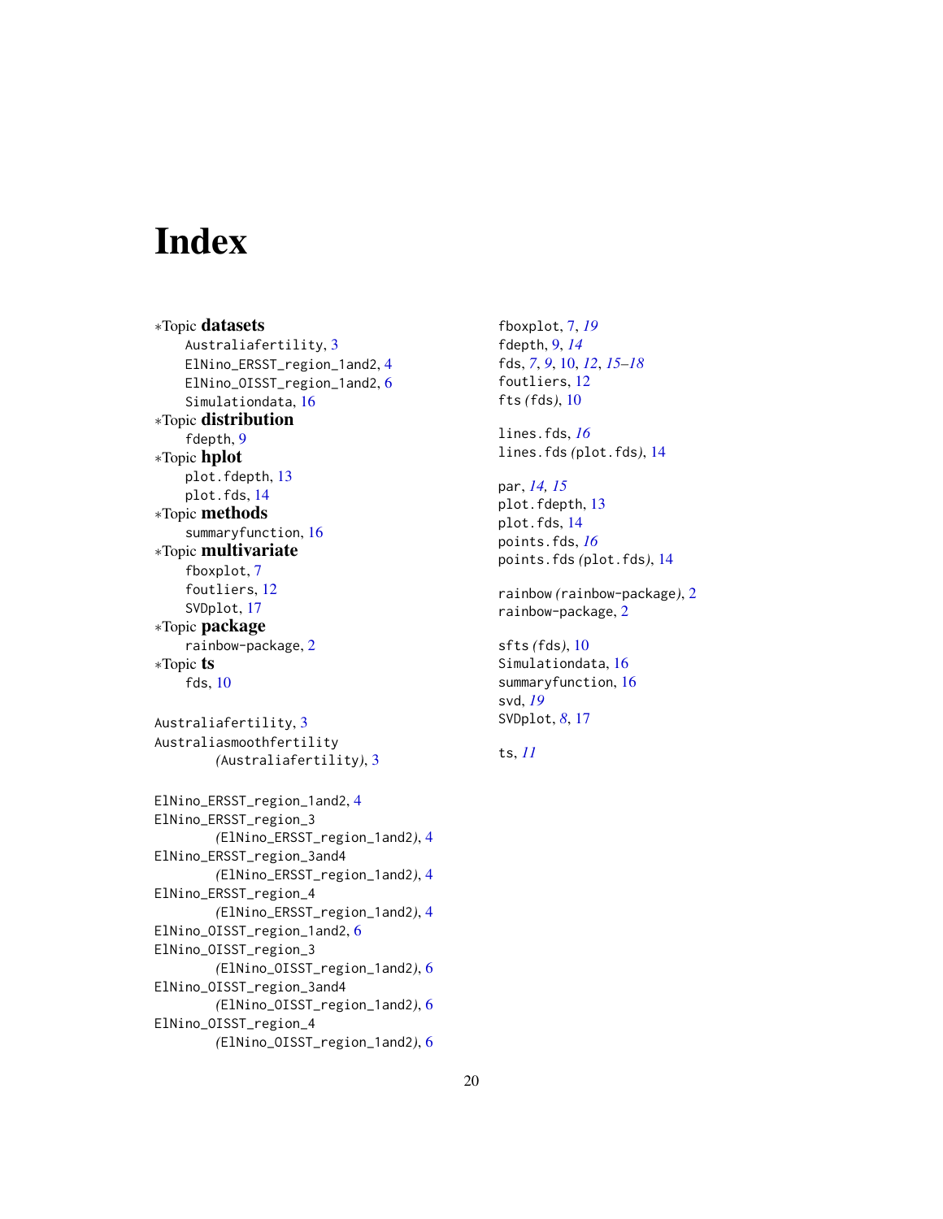# Index

∗Topic **datasets**
- Australiafertility, 3
- ElNino_ERSST_region_1and2, 4
- ElNino_OISST_region_1and2, 6
- Simulationdata, 16

∗Topic **distribution**
- fdepth, 9

∗Topic **hplot**
- plot.fdepth, 13
- plot.fds, 14

∗Topic **methods**
- summaryfunction, 16

∗Topic **multivariate**
- fboxplot, 7
- foutliers, 12
- SVDplot, 17

∗Topic **package**
- rainbow-package, 2

∗Topic **ts**
- fds, 10

Australiafertility, 3
Australiasmoothfertility *(*Australiafertility*)*, 3

ElNino_ERSST_region_1and2, 4
ElNino_ERSST_region_3 *(*ElNino_ERSST_region_1and2*)*, 4
ElNino_ERSST_region_3and4 *(*ElNino_ERSST_region_1and2*)*, 4
ElNino_ERSST_region_4 *(*ElNino_ERSST_region_1and2*)*, 4
ElNino_OISST_region_1and2, 6
ElNino_OISST_region_3 *(*ElNino_OISST_region_1and2*)*, 6
ElNino_OISST_region_3and4 *(*ElNino_OISST_region_1and2*)*, 6
ElNino_OISST_region_4 *(*ElNino_OISST_region_1and2*)*, 6

fboxplot, 7, *19*
fdepth, 9, *14*
fds, *7*, *9*, 10, *12*, *15–18*
foutliers, 12
fts *(*fds*)*, 10

lines.fds, *16*
lines.fds *(*plot.fds*)*, 14

par, *14, 15*
plot.fdepth, 13
plot.fds, 14
points.fds, *16*
points.fds *(*plot.fds*)*, 14

rainbow *(*rainbow-package*)*, 2
rainbow-package, 2

sfts *(*fds*)*, 10
Simulationdata, 16
summaryfunction, 16
svd, *19*
SVDplot, *8*, 17

ts, *11*